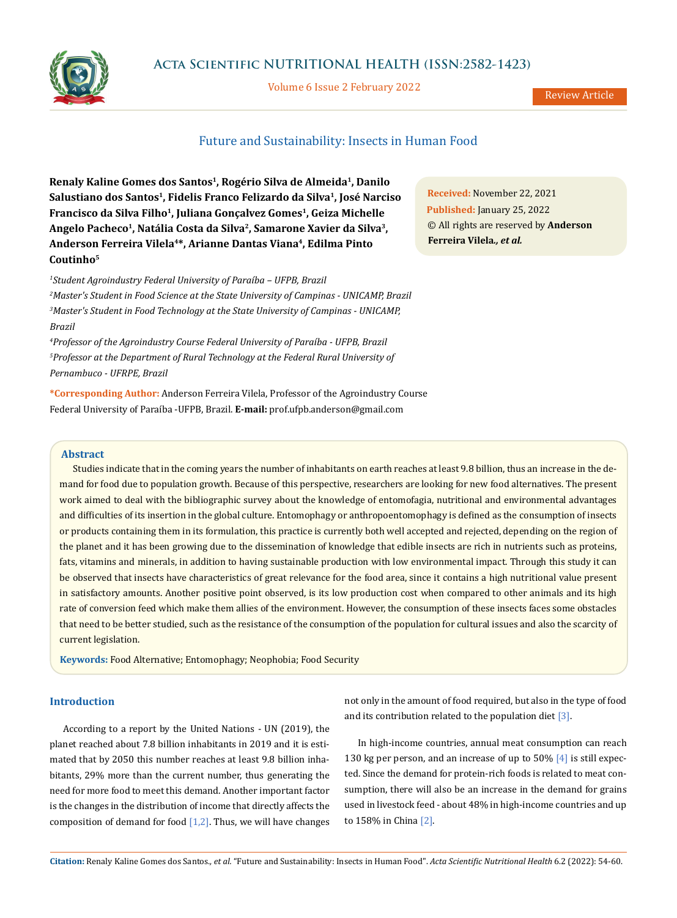# Future and Sustainability: Insects in Human Food

**Renaly Kaline Gomes dos Santos[1], Rogério Silva de Almeida[1], Danilo Salustiano dos Santos[1], Fidelis Franco Felizardo da Silva[1], José Narciso Francisco da Silva Filho[1], Juliana Gonçalvez Gomes[1], Geiza Michelle Angelo Pacheco[1], Natália Costa da Silva[2], Samarone Xavier da Silva[3], Anderson Ferreira Vilela[4]\*, Arianne Dantas Viana[4], Edilma Pinto Coutinho[5]**

*[1]Student Agroindustry Federal University of Paraíba – UFPB, Brazil*

*[2]Master's Student in Food Science at the State University of Campinas - UNICAMP, Brazil*

*[3]Master's Student in Food Technology at the State University of Campinas - UNICAMP, Brazil*

*[4]Professor of the Agroindustry Course Federal University of Paraíba - UFPB, Brazil*

*[5]Professor at the Department of Rural Technology at the Federal Rural University of Pernambuco - UFRPE, Brazil*

**\*Corresponding Author:** Anderson Ferreira Vilela, Professor of the Agroindustry Course Federal University of Paraíba -UFPB, Brazil. **E-mail:** prof.ufpb.anderson@gmail.com

**Received:** November 22, 2021
**Published:** January 25, 2022
© All rights are reserved by **Anderson Ferreira Vilela.*, et al.***

## Abstract

Studies indicate that in the coming years the number of inhabitants on earth reaches at least 9.8 billion, thus an increase in the demand for food due to population growth. Because of this perspective, researchers are looking for new food alternatives. The present work aimed to deal with the bibliographic survey about the knowledge of entomofagia, nutritional and environmental advantages and difficulties of its insertion in the global culture. Entomophagy or anthropoentomophagy is defined as the consumption of insects or products containing them in its formulation, this practice is currently both well accepted and rejected, depending on the region of the planet and it has been growing due to the dissemination of knowledge that edible insects are rich in nutrients such as proteins, fats, vitamins and minerals, in addition to having sustainable production with low environmental impact. Through this study it can be observed that insects have characteristics of great relevance for the food area, since it contains a high nutritional value present in satisfactory amounts. Another positive point observed, is its low production cost when compared to other animals and its high rate of conversion feed which make them allies of the environment. However, the consumption of these insects faces some obstacles that need to be better studied, such as the resistance of the consumption of the population for cultural issues and also the scarcity of current legislation.

**Keywords:** Food Alternative; Entomophagy; Neophobia; Food Security

## Introduction

According to a report by the United Nations - UN (2019), the planet reached about 7.8 billion inhabitants in 2019 and it is estimated that by 2050 this number reaches at least 9.8 billion inhabitants, 29% more than the current number, thus generating the need for more food to meet this demand. Another important factor is the changes in the distribution of income that directly affects the composition of demand for food [1,2]. Thus, we will have changes not only in the amount of food required, but also in the type of food and its contribution related to the population diet [3].

In high-income countries, annual meat consumption can reach 130 kg per person, and an increase of up to 50% [4] is still expected. Since the demand for protein-rich foods is related to meat consumption, there will also be an increase in the demand for grains used in livestock feed - about 48% in high-income countries and up to 158% in China [2].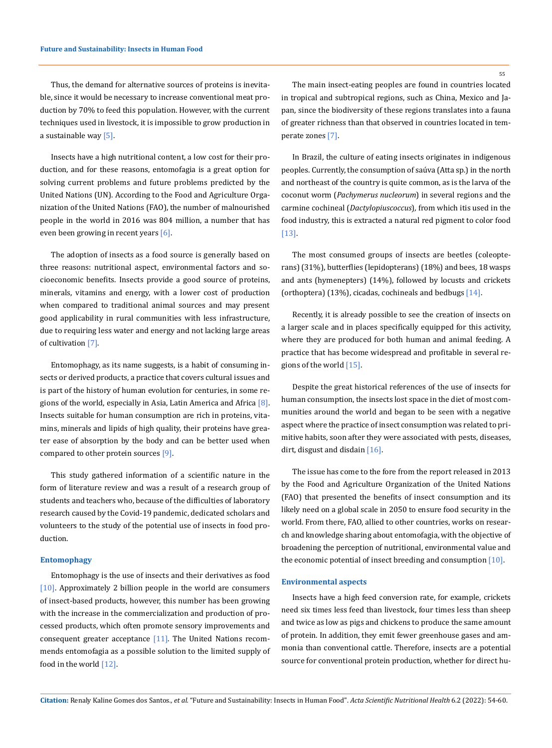Thus, the demand for alternative sources of proteins is inevitable, since it would be necessary to increase conventional meat production by 70% to feed this population. However, with the current techniques used in livestock, it is impossible to grow production in a sustainable way [5].

Insects have a high nutritional content, a low cost for their production, and for these reasons, entomofagia is a great option for solving current problems and future problems predicted by the United Nations (UN). According to the Food and Agriculture Organization of the United Nations (FAO), the number of malnourished people in the world in 2016 was 804 million, a number that has even been growing in recent years [6].

The adoption of insects as a food source is generally based on three reasons: nutritional aspect, environmental factors and socioeconomic benefits. Insects provide a good source of proteins, minerals, vitamins and energy, with a lower cost of production when compared to traditional animal sources and may present good applicability in rural communities with less infrastructure, due to requiring less water and energy and not lacking large areas of cultivation [7].

Entomophagy, as its name suggests, is a habit of consuming insects or derived products, a practice that covers cultural issues and is part of the history of human evolution for centuries, in some regions of the world, especially in Asia, Latin America and Africa [8]. Insects suitable for human consumption are rich in proteins, vitamins, minerals and lipids of high quality, their proteins have greater ease of absorption by the body and can be better used when compared to other protein sources [9].

This study gathered information of a scientific nature in the form of literature review and was a result of a research group of students and teachers who, because of the difficulties of laboratory research caused by the Covid-19 pandemic, dedicated scholars and volunteers to the study of the potential use of insects in food production.

### Entomophagy

Entomophagy is the use of insects and their derivatives as food [10]. Approximately 2 billion people in the world are consumers of insect-based products, however, this number has been growing with the increase in the commercialization and production of processed products, which often promote sensory improvements and consequent greater acceptance [11]. The United Nations recommends entomofagia as a possible solution to the limited supply of food in the world [12].

The main insect-eating peoples are found in countries located in tropical and subtropical regions, such as China, Mexico and Japan, since the biodiversity of these regions translates into a fauna of greater richness than that observed in countries located in temperate zones [7].

In Brazil, the culture of eating insects originates in indigenous peoples. Currently, the consumption of saúva (Atta sp.) in the north and northeast of the country is quite common, as is the larva of the coconut worm (*Pachymerus nucleorum*) in several regions and the carmine cochineal (*Dactylopiuscoccus*), from which itis used in the food industry, this is extracted a natural red pigment to color food [13].

The most consumed groups of insects are beetles (coleopterans) (31%), butterflies (lepidopterans) (18%) and bees, 18 wasps and ants (hymenepters) (14%), followed by locusts and crickets (orthoptera) (13%), cicadas, cochineals and bedbugs [14].

Recently, it is already possible to see the creation of insects on a larger scale and in places specifically equipped for this activity, where they are produced for both human and animal feeding. A practice that has become widespread and profitable in several regions of the world [15].

Despite the great historical references of the use of insects for human consumption, the insects lost space in the diet of most communities around the world and began to be seen with a negative aspect where the practice of insect consumption was related to primitive habits, soon after they were associated with pests, diseases, dirt, disgust and disdain [16].

The issue has come to the fore from the report released in 2013 by the Food and Agriculture Organization of the United Nations (FAO) that presented the benefits of insect consumption and its likely need on a global scale in 2050 to ensure food security in the world. From there, FAO, allied to other countries, works on research and knowledge sharing about entomofagia, with the objective of broadening the perception of nutritional, environmental value and the economic potential of insect breeding and consumption [10].

### Environmental aspects

Insects have a high feed conversion rate, for example, crickets need six times less feed than livestock, four times less than sheep and twice as low as pigs and chickens to produce the same amount of protein. In addition, they emit fewer greenhouse gases and ammonia than conventional cattle. Therefore, insects are a potential source for conventional protein production, whether for direct hu-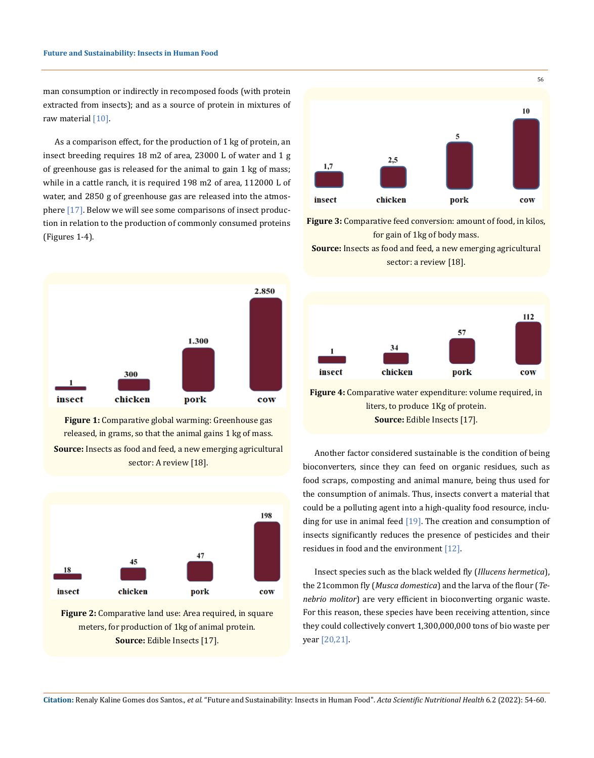man consumption or indirectly in recomposed foods (with protein extracted from insects); and as a source of protein in mixtures of raw material [10].

As a comparison effect, for the production of 1 kg of protein, an insect breeding requires 18 m2 of area, 23000 L of water and 1 g of greenhouse gas is released for the animal to gain 1 kg of mass; while in a cattle ranch, it is required 198 m2 of area, 112000 L of water, and 2850 g of greenhouse gas are released into the atmosphere [17]. Below we will see some comparisons of insect production in relation to the production of commonly consumed proteins (Figures 1-4).

| insect | chicken | pork | cow |
|---|---|---|---|
| 1 | 300 | 1.300 | 2.850 |

**Figure 1:** Comparative global warming: Greenhouse gas released, in grams, so that the animal gains 1 kg of mass.
**Source:** Insects as food and feed, a new emerging agricultural sector: A review [18].

| insect | chicken | pork | cow |
|---|---|---|---|
| 18 | 45 | 47 | 198 |

**Figure 2:** Comparative land use: Area required, in square meters, for production of 1kg of animal protein.
**Source:** Edible Insects [17].

| insect | chicken | pork | cow |
|---|---|---|---|
| 1,7 | 2,5 | 5 | 10 |

**Figure 3:** Comparative feed conversion: amount of food, in kilos, for gain of 1kg of body mass.
**Source:** Insects as food and feed, a new emerging agricultural sector: a review [18].

| insect | chicken | pork | cow |
|---|---|---|---|
| 1 | 34 | 57 | 112 |

**Figure 4:** Comparative water expenditure: volume required, in liters, to produce 1Kg of protein.
**Source:** Edible Insects [17].

Another factor considered sustainable is the condition of being bioconverters, since they can feed on organic residues, such as food scraps, composting and animal manure, being thus used for the consumption of animals. Thus, insects convert a material that could be a polluting agent into a high-quality food resource, including for use in animal feed [19]. The creation and consumption of insects significantly reduces the presence of pesticides and their residues in food and the environment [12].

Insect species such as the black welded fly (*Illucens hermetica*), the 21common fly (*Musca domestica*) and the larva of the flour (*Tenebrio molitor*) are very efficient in bioconverting organic waste. For this reason, these species have been receiving attention, since they could collectively convert 1,300,000,000 tons of bio waste per year [20,21].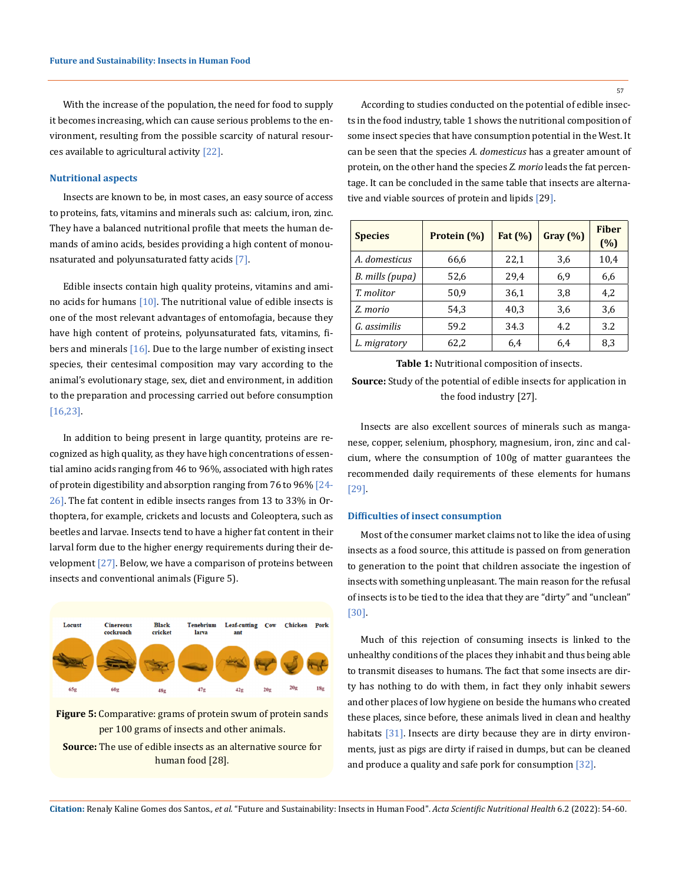With the increase of the population, the need for food to supply it becomes increasing, which can cause serious problems to the environment, resulting from the possible scarcity of natural resources available to agricultural activity [22].

### Nutritional aspects

Insects are known to be, in most cases, an easy source of access to proteins, fats, vitamins and minerals such as: calcium, iron, zinc. They have a balanced nutritional profile that meets the human demands of amino acids, besides providing a high content of monounsaturated and polyunsaturated fatty acids [7].

Edible insects contain high quality proteins, vitamins and amino acids for humans [10]. The nutritional value of edible insects is one of the most relevant advantages of entomofagia, because they have high content of proteins, polyunsaturated fats, vitamins, fibers and minerals [16]. Due to the large number of existing insect species, their centesimal composition may vary according to the animal's evolutionary stage, sex, diet and environment, in addition to the preparation and processing carried out before consumption [16,23].

In addition to being present in large quantity, proteins are recognized as high quality, as they have high concentrations of essential amino acids ranging from 46 to 96%, associated with high rates of protein digestibility and absorption ranging from 76 to 96% [24-26]. The fat content in edible insects ranges from 13 to 33% in Orthoptera, for example, crickets and locusts and Coleoptera, such as beetles and larvae. Insects tend to have a higher fat content in their larval form due to the higher energy requirements during their development [27]. Below, we have a comparison of proteins between insects and conventional animals (Figure 5).

| Locust | Cinereous cockroach | Black cricket | Tenebrium larva | Leaf-cutting ant | Cow | Chicken | Pork |
|---|---|---|---|---|---|---|---|
| 65g | 60g | 48g | 47g | 42g | 20g | 20g | 18g |

**Figure 5:** Comparative: grams of protein swum of protein sands per 100 grams of insects and other animals.

**Source:** The use of edible insects as an alternative source for human food [28].

According to studies conducted on the potential of edible insects in the food industry, table 1 shows the nutritional composition of some insect species that have consumption potential in the West. It can be seen that the species *A. domesticus* has a greater amount of protein, on the other hand the species *Z. morio* leads the fat percentage. It can be concluded in the same table that insects are alternative and viable sources of protein and lipids [29].

| Species | Protein (%) | Fat (%) | Gray (%) | Fiber (%) |
|---|---|---|---|---|
| *A. domesticus* | 66,6 | 22,1 | 3,6 | 10,4 |
| *B. mills (pupa)* | 52,6 | 29,4 | 6,9 | 6,6 |
| *T. molitor* | 50,9 | 36,1 | 3,8 | 4,2 |
| *Z. morio* | 54,3 | 40,3 | 3,6 | 3,6 |
| *G. assimilis* | 59.2 | 34.3 | 4.2 | 3.2 |
| *L. migratory* | 62,2 | 6,4 | 6,4 | 8,3 |

**Table 1:** Nutritional composition of insects.

**Source:** Study of the potential of edible insects for application in the food industry [27].

Insects are also excellent sources of minerals such as manganese, copper, selenium, phosphory, magnesium, iron, zinc and calcium, where the consumption of 100g of matter guarantees the recommended daily requirements of these elements for humans [29].

### Difficulties of insect consumption

Most of the consumer market claims not to like the idea of using insects as a food source, this attitude is passed on from generation to generation to the point that children associate the ingestion of insects with something unpleasant. The main reason for the refusal of insects is to be tied to the idea that they are "dirty" and "unclean" [30].

Much of this rejection of consuming insects is linked to the unhealthy conditions of the places they inhabit and thus being able to transmit diseases to humans. The fact that some insects are dirty has nothing to do with them, in fact they only inhabit sewers and other places of low hygiene on beside the humans who created these places, since before, these animals lived in clean and healthy habitats [31]. Insects are dirty because they are in dirty environments, just as pigs are dirty if raised in dumps, but can be cleaned and produce a quality and safe pork for consumption [32].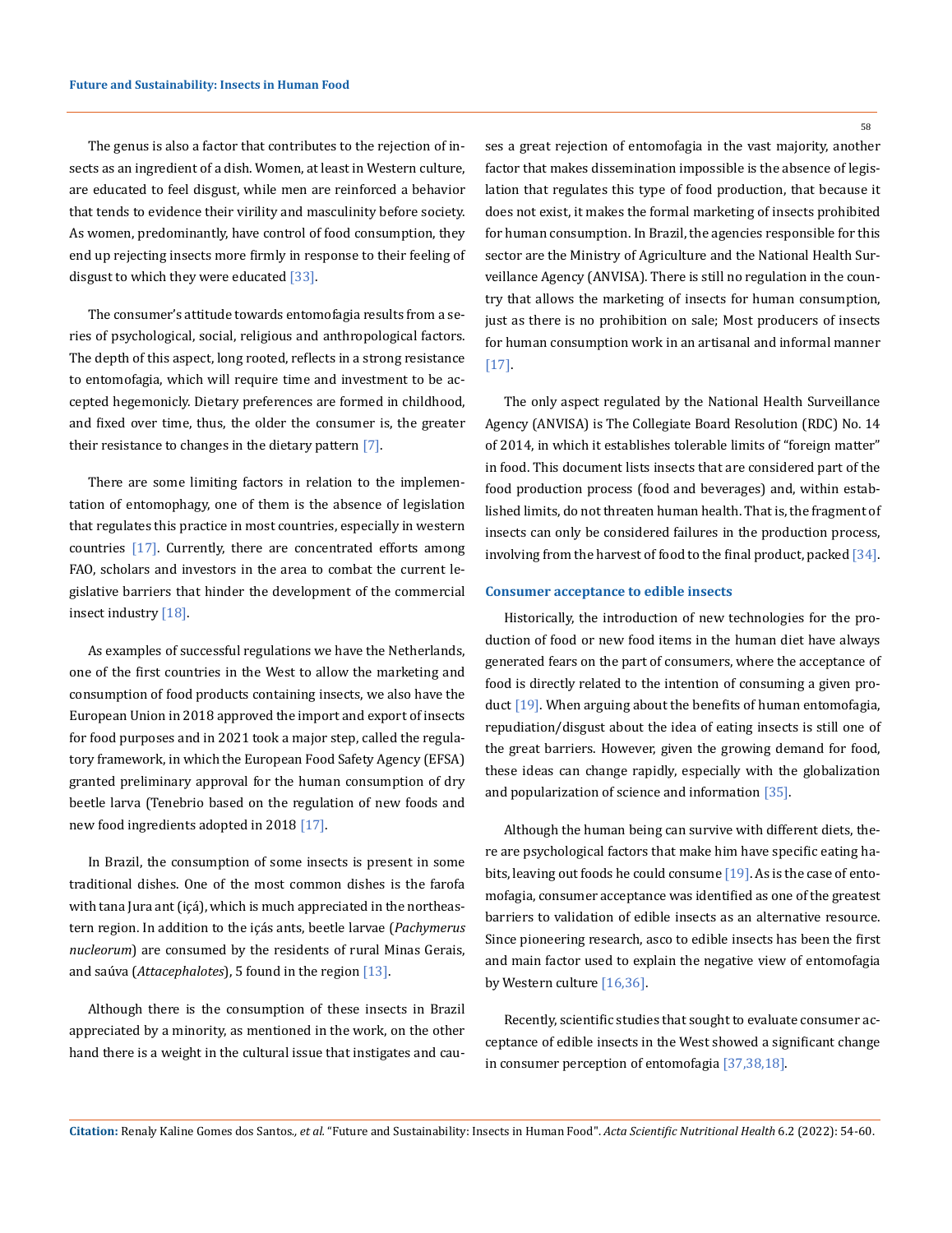The genus is also a factor that contributes to the rejection of insects as an ingredient of a dish. Women, at least in Western culture, are educated to feel disgust, while men are reinforced a behavior that tends to evidence their virility and masculinity before society. As women, predominantly, have control of food consumption, they end up rejecting insects more firmly in response to their feeling of disgust to which they were educated [33].

The consumer's attitude towards entomofagia results from a series of psychological, social, religious and anthropological factors. The depth of this aspect, long rooted, reflects in a strong resistance to entomofagia, which will require time and investment to be accepted hegemonicly. Dietary preferences are formed in childhood, and fixed over time, thus, the older the consumer is, the greater their resistance to changes in the dietary pattern [7].

There are some limiting factors in relation to the implementation of entomophagy, one of them is the absence of legislation that regulates this practice in most countries, especially in western countries [17]. Currently, there are concentrated efforts among FAO, scholars and investors in the area to combat the current legislative barriers that hinder the development of the commercial insect industry [18].

As examples of successful regulations we have the Netherlands, one of the first countries in the West to allow the marketing and consumption of food products containing insects, we also have the European Union in 2018 approved the import and export of insects for food purposes and in 2021 took a major step, called the regulatory framework, in which the European Food Safety Agency (EFSA) granted preliminary approval for the human consumption of dry beetle larva (Tenebrio based on the regulation of new foods and new food ingredients adopted in 2018 [17].

In Brazil, the consumption of some insects is present in some traditional dishes. One of the most common dishes is the farofa with tana Jura ant (içá), which is much appreciated in the northeastern region. In addition to the içás ants, beetle larvae (*Pachymerus nucleorum*) are consumed by the residents of rural Minas Gerais, and saúva (*Attacephalotes*), 5 found in the region [13].

Although there is the consumption of these insects in Brazil appreciated by a minority, as mentioned in the work, on the other hand there is a weight in the cultural issue that instigates and causes a great rejection of entomofagia in the vast majority, another factor that makes dissemination impossible is the absence of legislation that regulates this type of food production, that because it does not exist, it makes the formal marketing of insects prohibited for human consumption. In Brazil, the agencies responsible for this sector are the Ministry of Agriculture and the National Health Surveillance Agency (ANVISA). There is still no regulation in the country that allows the marketing of insects for human consumption, just as there is no prohibition on sale; Most producers of insects for human consumption work in an artisanal and informal manner [17].

The only aspect regulated by the National Health Surveillance Agency (ANVISA) is The Collegiate Board Resolution (RDC) No. 14 of 2014, in which it establishes tolerable limits of "foreign matter" in food. This document lists insects that are considered part of the food production process (food and beverages) and, within established limits, do not threaten human health. That is, the fragment of insects can only be considered failures in the production process, involving from the harvest of food to the final product, packed [34].

## Consumer acceptance to edible insects

Historically, the introduction of new technologies for the production of food or new food items in the human diet have always generated fears on the part of consumers, where the acceptance of food is directly related to the intention of consuming a given product [19]. When arguing about the benefits of human entomofagia, repudiation/disgust about the idea of eating insects is still one of the great barriers. However, given the growing demand for food, these ideas can change rapidly, especially with the globalization and popularization of science and information [35].

Although the human being can survive with different diets, there are psychological factors that make him have specific eating habits, leaving out foods he could consume [19]. As is the case of entomofagia, consumer acceptance was identified as one of the greatest barriers to validation of edible insects as an alternative resource. Since pioneering research, asco to edible insects has been the first and main factor used to explain the negative view of entomofagia by Western culture [16,36].

Recently, scientific studies that sought to evaluate consumer acceptance of edible insects in the West showed a significant change in consumer perception of entomofagia [37,38,18].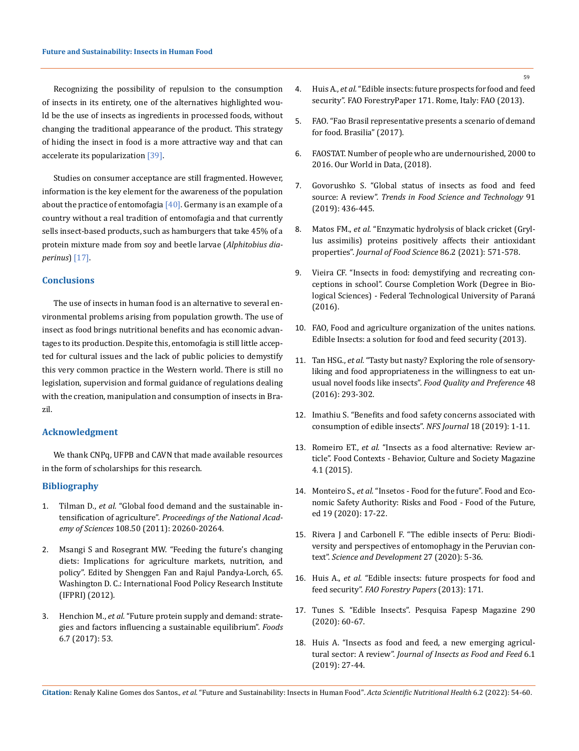Recognizing the possibility of repulsion to the consumption of insects in its entirety, one of the alternatives highlighted would be the use of insects as ingredients in processed foods, without changing the traditional appearance of the product. This strategy of hiding the insect in food is a more attractive way and that can accelerate its popularization [39].

Studies on consumer acceptance are still fragmented. However, information is the key element for the awareness of the population about the practice of entomofagia [40]. Germany is an example of a country without a real tradition of entomofagia and that currently sells insect-based products, such as hamburgers that take 45% of a protein mixture made from soy and beetle larvae (*Alphitobius diaperinus*) [17].

## Conclusions

The use of insects in human food is an alternative to several environmental problems arising from population growth. The use of insect as food brings nutritional benefits and has economic advantages to its production. Despite this, entomofagia is still little accepted for cultural issues and the lack of public policies to demystify this very common practice in the Western world. There is still no legislation, supervision and formal guidance of regulations dealing with the creation, manipulation and consumption of insects in Brazil.

## Acknowledgment

We thank CNPq, UFPB and CAVN that made available resources in the form of scholarships for this research.

## Bibliography

1. Tilman D., *et al.* "Global food demand and the sustainable intensification of agriculture". *Proceedings of the National Academy of Sciences* 108.50 (2011): 20260-20264.
2. Msangi S and Rosegrant MW. "Feeding the future's changing diets: Implications for agriculture markets, nutrition, and policy". Edited by Shenggen Fan and Rajul Pandya-Lorch, 65. Washington D. C.: International Food Policy Research Institute (IFPRI) (2012).
3. Henchion M., *et al.* "Future protein supply and demand: strategies and factors influencing a sustainable equilibrium". *Foods* 6.7 (2017): 53.
4. Huis A., *et al.* "Edible insects: future prospects for food and feed security". FAO ForestryPaper 171. Rome, Italy: FAO (2013).
5. FAO. "Fao Brasil representative presents a scenario of demand for food. Brasilia" (2017).
6. FAOSTAT. Number of people who are undernourished, 2000 to 2016. Our World in Data, (2018).
7. Govorushko S. "Global status of insects as food and feed source: A review". *Trends in Food Science and Technology* 91 (2019): 436-445.
8. Matos FM., *et al.* "Enzymatic hydrolysis of black cricket (Gryllus assimilis) proteins positively affects their antioxidant properties". *Journal of Food Science* 86.2 (2021): 571-578.
9. Vieira CF. "Insects in food: demystifying and recreating conceptions in school". Course Completion Work (Degree in Biological Sciences) - Federal Technological University of Paraná (2016).
10. FAO, Food and agriculture organization of the unites nations. Edible Insects: a solution for food and feed security (2013).
11. Tan HSG., *et al.* "Tasty but nasty? Exploring the role of sensory-liking and food appropriateness in the willingness to eat unusual novel foods like insects". *Food Quality and Preference* 48 (2016): 293-302.
12. Imathiu S. "Benefits and food safety concerns associated with consumption of edible insects". *NFS Journal* 18 (2019): 1-11.
13. Romeiro ET., *et al.* "Insects as a food alternative: Review article". Food Contexts - Behavior, Culture and Society Magazine 4.1 (2015).
14. Monteiro S., *et al.* "Insetos - Food for the future". Food and Economic Safety Authority: Risks and Food - Food of the Future, ed 19 (2020): 17-22.
15. Rivera J and Carbonell F. "The edible insects of Peru: Biodiversity and perspectives of entomophagy in the Peruvian context". *Science and Development* 27 (2020): 5-36.
16. Huis A., *et al.* "Edible insects: future prospects for food and feed security". *FAO Forestry Papers* (2013): 171.
17. Tunes S. "Edible Insects". Pesquisa Fapesp Magazine 290 (2020): 60-67.
18. Huis A. "Insects as food and feed, a new emerging agricultural sector: A review". *Journal of Insects as Food and Feed* 6.1 (2019): 27-44.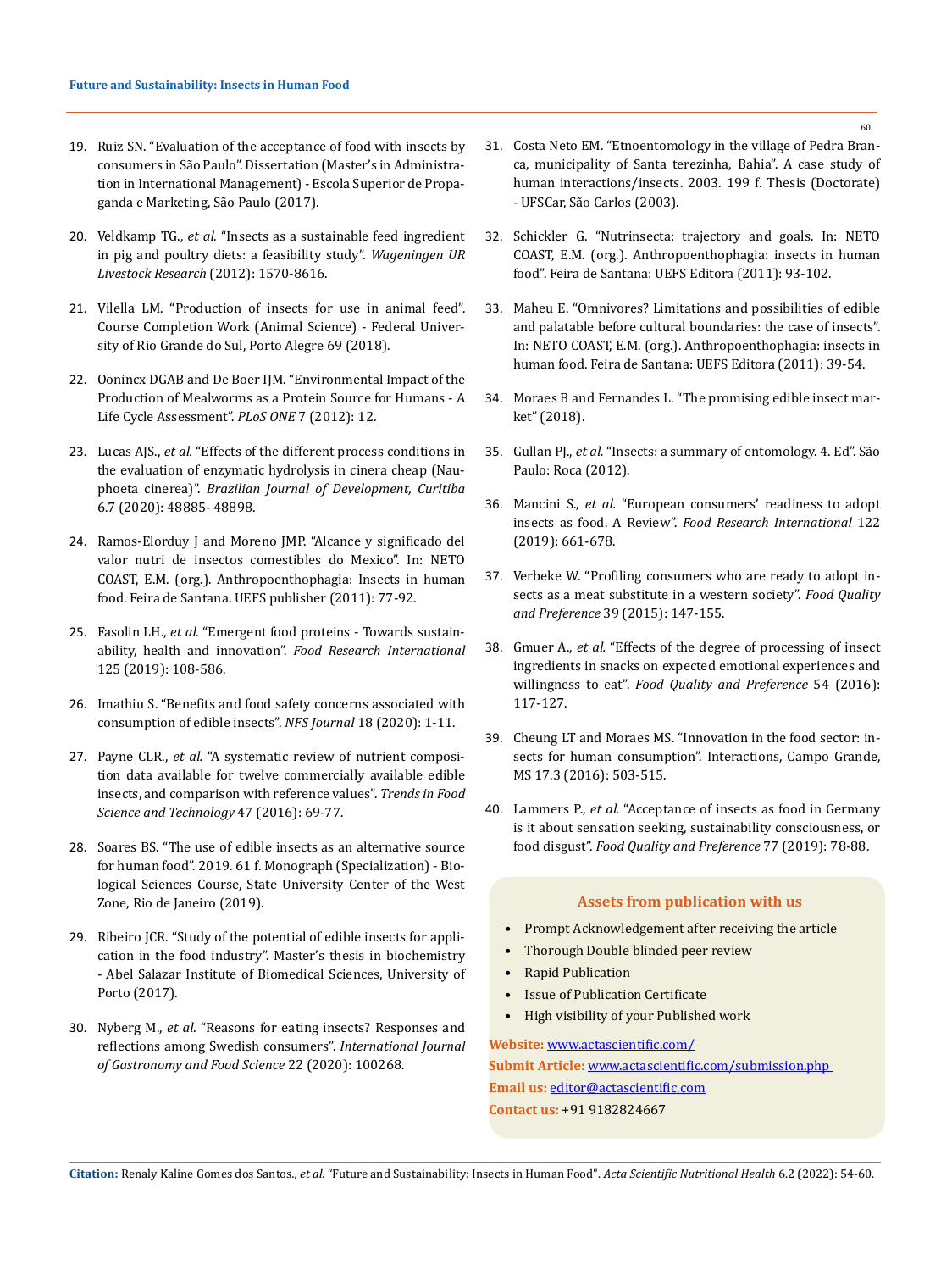19. Ruiz SN. "Evaluation of the acceptance of food with insects by consumers in São Paulo". Dissertation (Master's in Administration in International Management) - Escola Superior de Propaganda e Marketing, São Paulo (2017).

20. Veldkamp TG., *et al.* "Insects as a sustainable feed ingredient in pig and poultry diets: a feasibility study". *Wageningen UR Livestock Research* (2012): 1570-8616.

21. Vilella LM. "Production of insects for use in animal feed". Course Completion Work (Animal Science) - Federal University of Rio Grande do Sul, Porto Alegre 69 (2018).

22. Oonincx DGAB and De Boer IJM. "Environmental Impact of the Production of Mealworms as a Protein Source for Humans - A Life Cycle Assessment". *PLoS ONE* 7 (2012): 12.

23. Lucas AJS., *et al.* "Effects of the different process conditions in the evaluation of enzymatic hydrolysis in cinera cheap (Nauphoeta cinerea)". *Brazilian Journal of Development, Curitiba* 6.7 (2020): 48885- 48898.

24. Ramos-Elorduy J and Moreno JMP. "Alcance y significado del valor nutri de insectos comestibles do Mexico". In: NETO COAST, E.M. (org.). Anthropoenthophagia: Insects in human food. Feira de Santana. UEFS publisher (2011): 77-92.

25. Fasolin LH., *et al.* "Emergent food proteins - Towards sustainability, health and innovation". *Food Research International* 125 (2019): 108-586.

26. Imathiu S. "Benefits and food safety concerns associated with consumption of edible insects". *NFS Journal* 18 (2020): 1-11.

27. Payne CLR., *et al.* "A systematic review of nutrient composition data available for twelve commercially available edible insects, and comparison with reference values". *Trends in Food Science and Technology* 47 (2016): 69-77.

28. Soares BS. "The use of edible insects as an alternative source for human food". 2019. 61 f. Monograph (Specialization) - Biological Sciences Course, State University Center of the West Zone, Rio de Janeiro (2019).

29. Ribeiro JCR. "Study of the potential of edible insects for application in the food industry". Master's thesis in biochemistry - Abel Salazar Institute of Biomedical Sciences, University of Porto (2017).

30. Nyberg M., *et al.* "Reasons for eating insects? Responses and reflections among Swedish consumers". *International Journal of Gastronomy and Food Science* 22 (2020): 100268.

31. Costa Neto EM. "Etnoentomology in the village of Pedra Branca, municipality of Santa terezinha, Bahia". A case study of human interactions/insects. 2003. 199 f. Thesis (Doctorate) - UFSCar, São Carlos (2003).

32. Schickler G. "Nutrinsecta: trajectory and goals. In: NETO COAST, E.M. (org.). Anthropoenthophagia: insects in human food". Feira de Santana: UEFS Editora (2011): 93-102.

33. Maheu E. "Omnivores? Limitations and possibilities of edible and palatable before cultural boundaries: the case of insects". In: NETO COAST, E.M. (org.). Anthropoenthophagia: insects in human food. Feira de Santana: UEFS Editora (2011): 39-54.

34. Moraes B and Fernandes L. "The promising edible insect market" (2018).

35. Gullan PJ., *et al.* "Insects: a summary of entomology. 4. Ed". São Paulo: Roca (2012).

36. Mancini S., *et al.* "European consumers' readiness to adopt insects as food. A Review". *Food Research International* 122 (2019): 661-678.

37. Verbeke W. "Profiling consumers who are ready to adopt insects as a meat substitute in a western society". *Food Quality and Preference* 39 (2015): 147-155.

38. Gmuer A., *et al.* "Effects of the degree of processing of insect ingredients in snacks on expected emotional experiences and willingness to eat". *Food Quality and Preference* 54 (2016): 117-127.

39. Cheung LT and Moraes MS. "Innovation in the food sector: insects for human consumption". Interactions, Campo Grande, MS 17.3 (2016): 503-515.

40. Lammers P., *et al.* "Acceptance of insects as food in Germany is it about sensation seeking, sustainability consciousness, or food disgust". *Food Quality and Preference* 77 (2019): 78-88.

**Assets from publication with us**

- Prompt Acknowledgement after receiving the article
- Thorough Double blinded peer review
- Rapid Publication
- Issue of Publication Certificate
- High visibility of your Published work

**Website:** www.actascientific.com/
**Submit Article:** www.actascientific.com/submission.php
**Email us:** editor@actascientific.com
**Contact us:** +91 9182824667